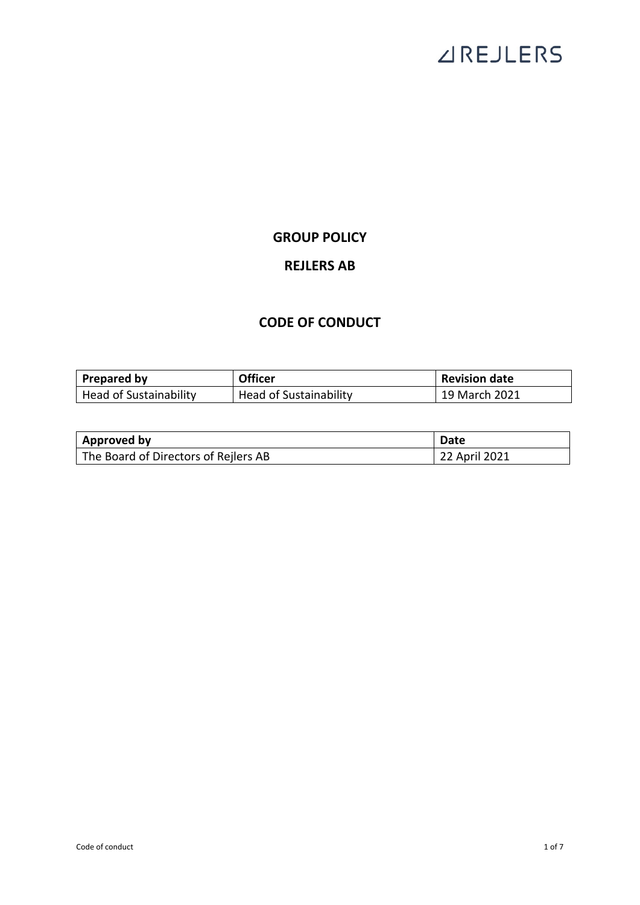# GROUP POLICY

## REJLERS AB

## CODE OF CONDUCT

| Prepared by | Officer | Revision date |
| --- | --- | --- |
| Head of Sustainability | Head of Sustainability | 19 March 2021 |

| Approved by | Date |
| --- | --- |
| The Board of Directors of Rejlers AB | 22 April 2021 |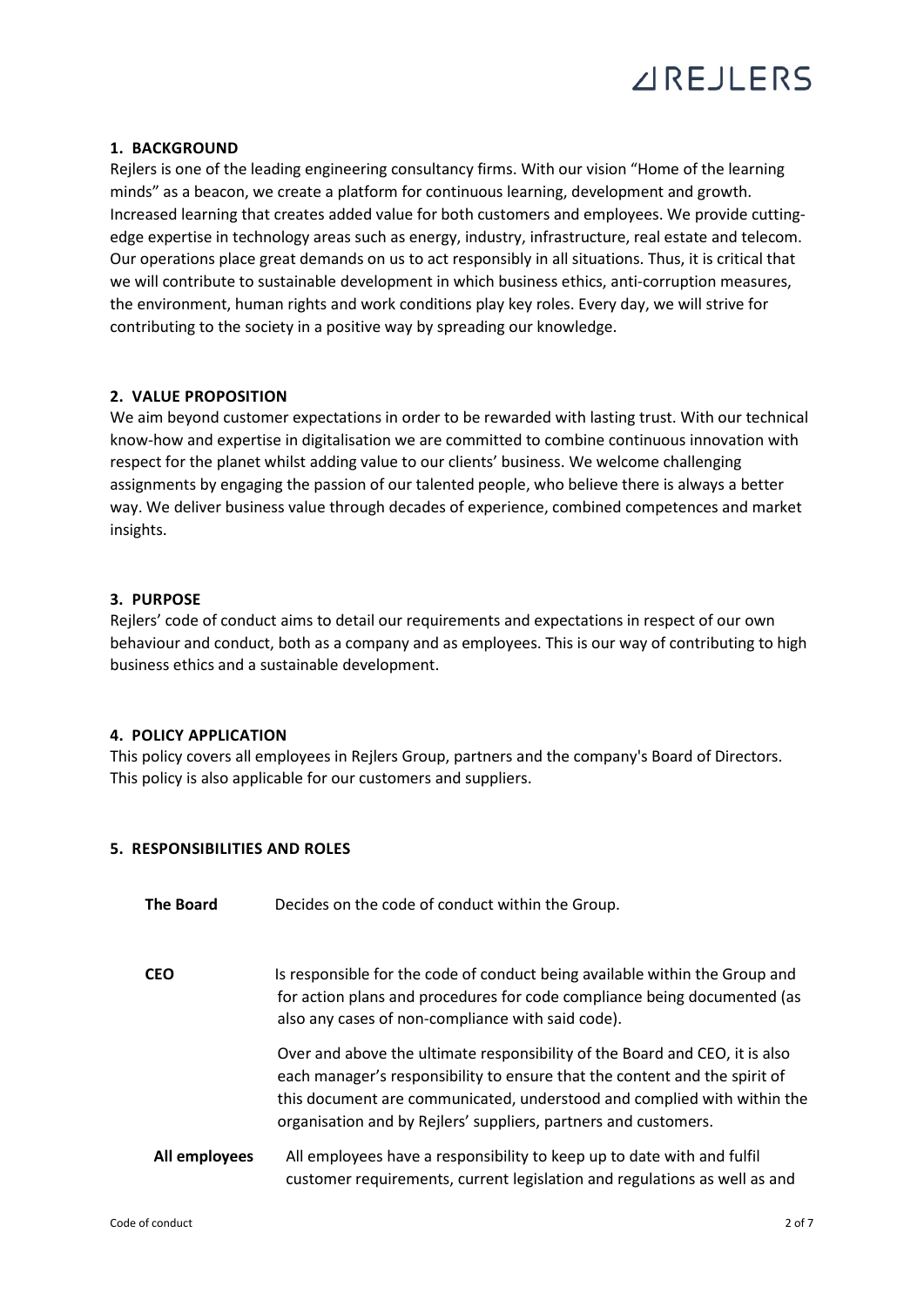## 1. BACKGROUND

Rejlers is one of the leading engineering consultancy firms. With our vision "Home of the learning minds" as a beacon, we create a platform for continuous learning, development and growth. Increased learning that creates added value for both customers and employees. We provide cutting-edge expertise in technology areas such as energy, industry, infrastructure, real estate and telecom. Our operations place great demands on us to act responsibly in all situations. Thus, it is critical that we will contribute to sustainable development in which business ethics, anti-corruption measures, the environment, human rights and work conditions play key roles. Every day, we will strive for contributing to the society in a positive way by spreading our knowledge.

## 2. VALUE PROPOSITION

We aim beyond customer expectations in order to be rewarded with lasting trust. With our technical know-how and expertise in digitalisation we are committed to combine continuous innovation with respect for the planet whilst adding value to our clients' business. We welcome challenging assignments by engaging the passion of our talented people, who believe there is always a better way. We deliver business value through decades of experience, combined competences and market insights.

## 3. PURPOSE

Rejlers' code of conduct aims to detail our requirements and expectations in respect of our own behaviour and conduct, both as a company and as employees. This is our way of contributing to high business ethics and a sustainable development.

## 4. POLICY APPLICATION

This policy covers all employees in Rejlers Group, partners and the company's Board of Directors. This policy is also applicable for our customers and suppliers.

## 5. RESPONSIBILITIES AND ROLES

**The Board** — Decides on the code of conduct within the Group.

**CEO** — Is responsible for the code of conduct being available within the Group and for action plans and procedures for code compliance being documented (as also any cases of non-compliance with said code).

Over and above the ultimate responsibility of the Board and CEO, it is also each manager's responsibility to ensure that the content and the spirit of this document are communicated, understood and complied with within the organisation and by Rejlers' suppliers, partners and customers.

**All employees** — All employees have a responsibility to keep up to date with and fulfil customer requirements, current legislation and regulations as well as and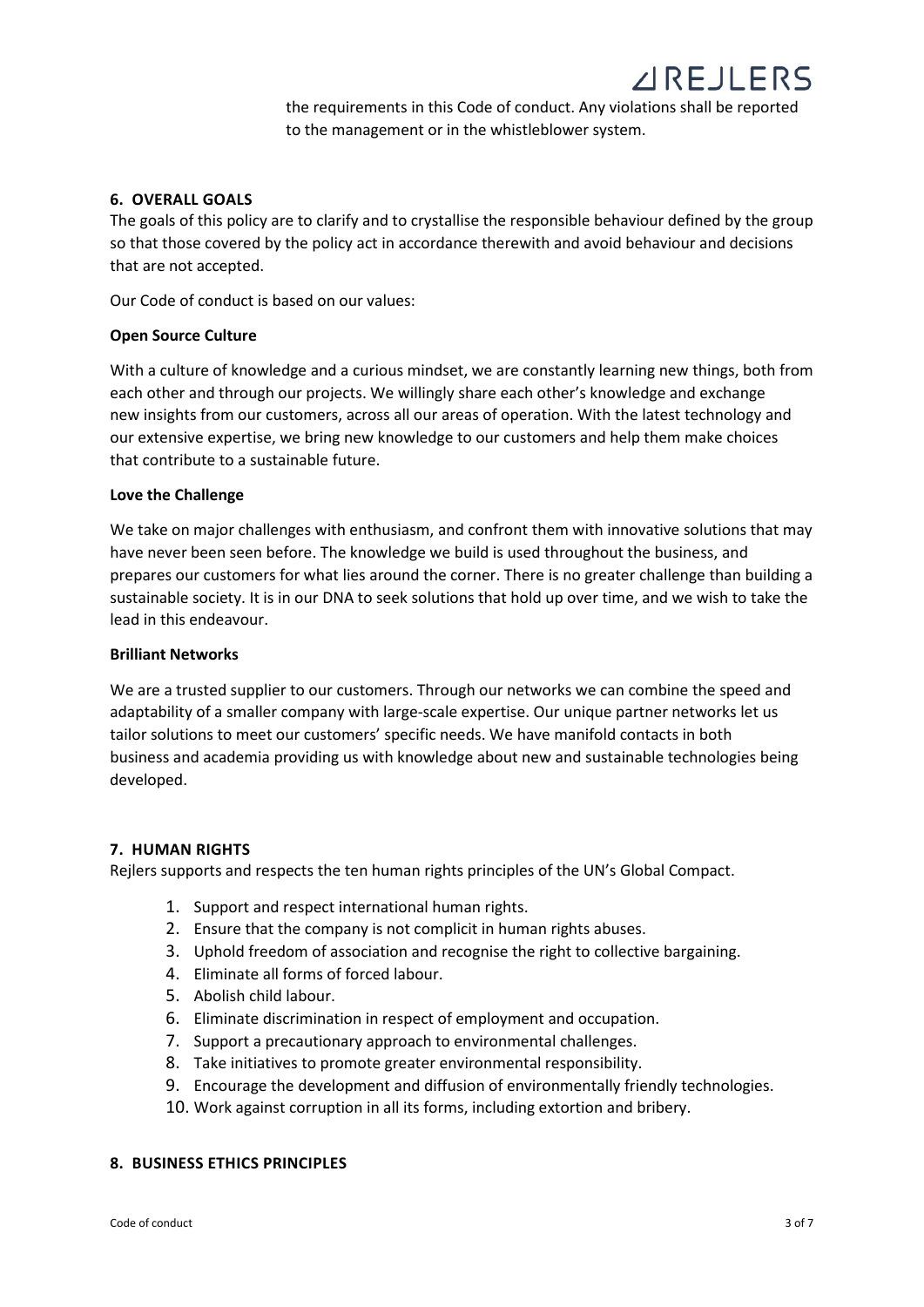the requirements in this Code of conduct. Any violations shall be reported to the management or in the whistleblower system.

## 6. OVERALL GOALS

The goals of this policy are to clarify and to crystallise the responsible behaviour defined by the group so that those covered by the policy act in accordance therewith and avoid behaviour and decisions that are not accepted.

Our Code of conduct is based on our values:

**Open Source Culture**

With a culture of knowledge and a curious mindset, we are constantly learning new things, both from each other and through our projects. We willingly share each other's knowledge and exchange new insights from our customers, across all our areas of operation. With the latest technology and our extensive expertise, we bring new knowledge to our customers and help them make choices that contribute to a sustainable future.

**Love the Challenge**

We take on major challenges with enthusiasm, and confront them with innovative solutions that may have never been seen before. The knowledge we build is used throughout the business, and prepares our customers for what lies around the corner. There is no greater challenge than building a sustainable society. It is in our DNA to seek solutions that hold up over time, and we wish to take the lead in this endeavour.

**Brilliant Networks**

We are a trusted supplier to our customers. Through our networks we can combine the speed and adaptability of a smaller company with large-scale expertise. Our unique partner networks let us tailor solutions to meet our customers' specific needs. We have manifold contacts in both business and academia providing us with knowledge about new and sustainable technologies being developed.

## 7. HUMAN RIGHTS

Rejlers supports and respects the ten human rights principles of the UN's Global Compact.

1. Support and respect international human rights.
2. Ensure that the company is not complicit in human rights abuses.
3. Uphold freedom of association and recognise the right to collective bargaining.
4. Eliminate all forms of forced labour.
5. Abolish child labour.
6. Eliminate discrimination in respect of employment and occupation.
7. Support a precautionary approach to environmental challenges.
8. Take initiatives to promote greater environmental responsibility.
9. Encourage the development and diffusion of environmentally friendly technologies.
10. Work against corruption in all its forms, including extortion and bribery.

## 8. BUSINESS ETHICS PRINCIPLES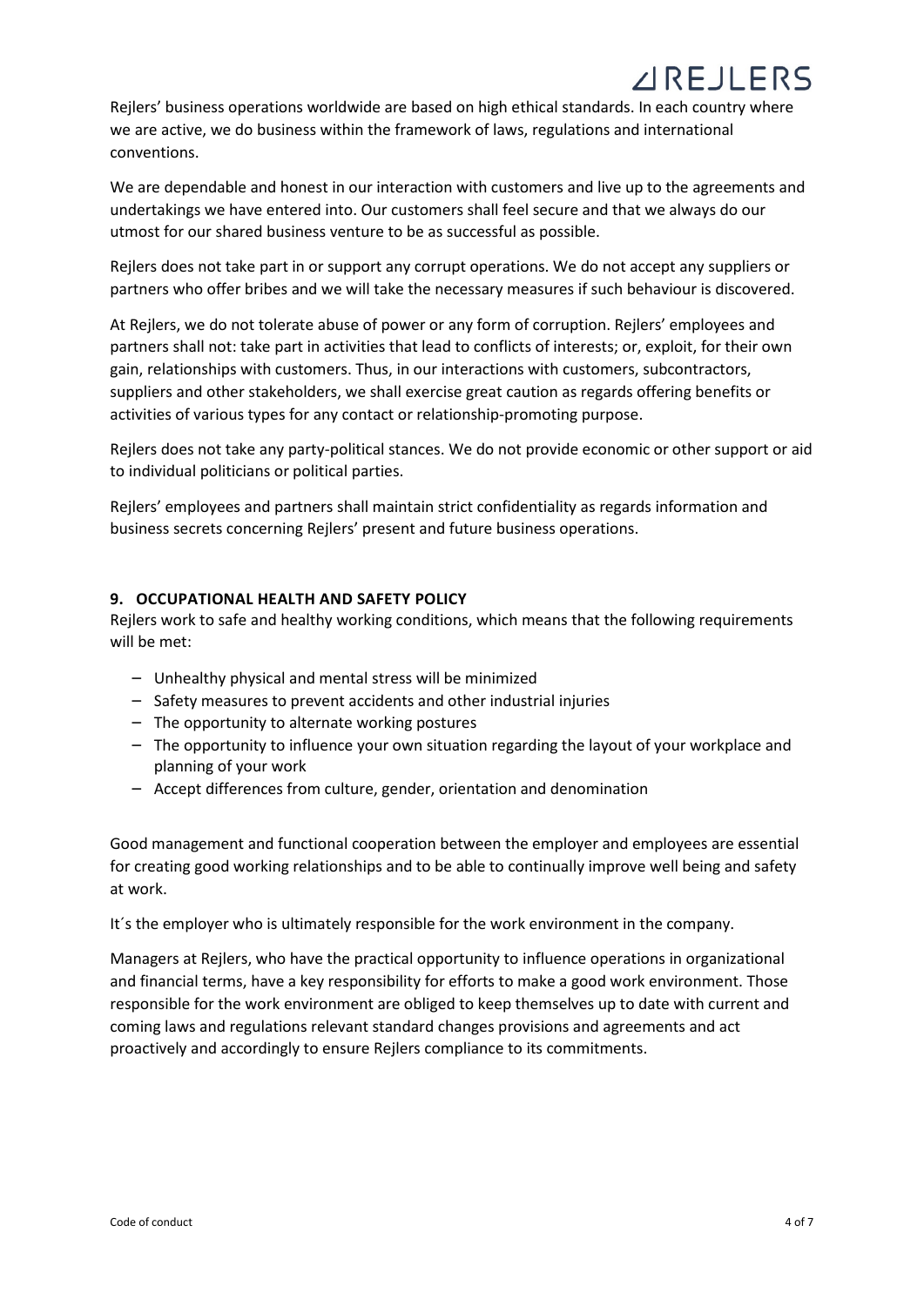Rejlers' business operations worldwide are based on high ethical standards. In each country where we are active, we do business within the framework of laws, regulations and international conventions.

We are dependable and honest in our interaction with customers and live up to the agreements and undertakings we have entered into. Our customers shall feel secure and that we always do our utmost for our shared business venture to be as successful as possible.

Rejlers does not take part in or support any corrupt operations. We do not accept any suppliers or partners who offer bribes and we will take the necessary measures if such behaviour is discovered.

At Rejlers, we do not tolerate abuse of power or any form of corruption. Rejlers' employees and partners shall not: take part in activities that lead to conflicts of interests; or, exploit, for their own gain, relationships with customers. Thus, in our interactions with customers, subcontractors, suppliers and other stakeholders, we shall exercise great caution as regards offering benefits or activities of various types for any contact or relationship-promoting purpose.

Rejlers does not take any party-political stances. We do not provide economic or other support or aid to individual politicians or political parties.

Rejlers' employees and partners shall maintain strict confidentiality as regards information and business secrets concerning Rejlers' present and future business operations.

## 9. OCCUPATIONAL HEALTH AND SAFETY POLICY

Rejlers work to safe and healthy working conditions, which means that the following requirements will be met:

- Unhealthy physical and mental stress will be minimized
- Safety measures to prevent accidents and other industrial injuries
- The opportunity to alternate working postures
- The opportunity to influence your own situation regarding the layout of your workplace and planning of your work
- Accept differences from culture, gender, orientation and denomination

Good management and functional cooperation between the employer and employees are essential for creating good working relationships and to be able to continually improve well being and safety at work.

It´s the employer who is ultimately responsible for the work environment in the company.

Managers at Rejlers, who have the practical opportunity to influence operations in organizational and financial terms, have a key responsibility for efforts to make a good work environment. Those responsible for the work environment are obliged to keep themselves up to date with current and coming laws and regulations relevant standard changes provisions and agreements and act proactively and accordingly to ensure Rejlers compliance to its commitments.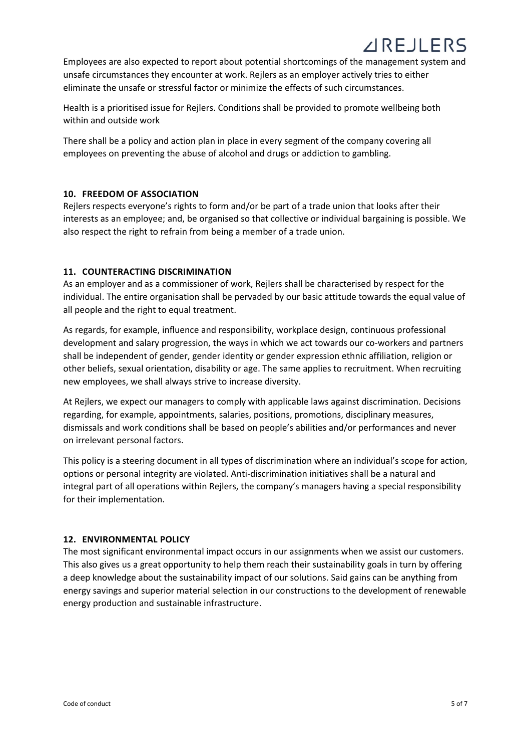Employees are also expected to report about potential shortcomings of the management system and unsafe circumstances they encounter at work. Rejlers as an employer actively tries to either eliminate the unsafe or stressful factor or minimize the effects of such circumstances.

Health is a prioritised issue for Rejlers. Conditions shall be provided to promote wellbeing both within and outside work

There shall be a policy and action plan in place in every segment of the company covering all employees on preventing the abuse of alcohol and drugs or addiction to gambling.

## 10. FREEDOM OF ASSOCIATION

Rejlers respects everyone's rights to form and/or be part of a trade union that looks after their interests as an employee; and, be organised so that collective or individual bargaining is possible. We also respect the right to refrain from being a member of a trade union.

## 11. COUNTERACTING DISCRIMINATION

As an employer and as a commissioner of work, Rejlers shall be characterised by respect for the individual. The entire organisation shall be pervaded by our basic attitude towards the equal value of all people and the right to equal treatment.

As regards, for example, influence and responsibility, workplace design, continuous professional development and salary progression, the ways in which we act towards our co-workers and partners shall be independent of gender, gender identity or gender expression ethnic affiliation, religion or other beliefs, sexual orientation, disability or age. The same applies to recruitment. When recruiting new employees, we shall always strive to increase diversity.

At Rejlers, we expect our managers to comply with applicable laws against discrimination. Decisions regarding, for example, appointments, salaries, positions, promotions, disciplinary measures, dismissals and work conditions shall be based on people's abilities and/or performances and never on irrelevant personal factors.

This policy is a steering document in all types of discrimination where an individual's scope for action, options or personal integrity are violated. Anti-discrimination initiatives shall be a natural and integral part of all operations within Rejlers, the company's managers having a special responsibility for their implementation.

## 12. ENVIRONMENTAL POLICY

The most significant environmental impact occurs in our assignments when we assist our customers. This also gives us a great opportunity to help them reach their sustainability goals in turn by offering a deep knowledge about the sustainability impact of our solutions. Said gains can be anything from energy savings and superior material selection in our constructions to the development of renewable energy production and sustainable infrastructure.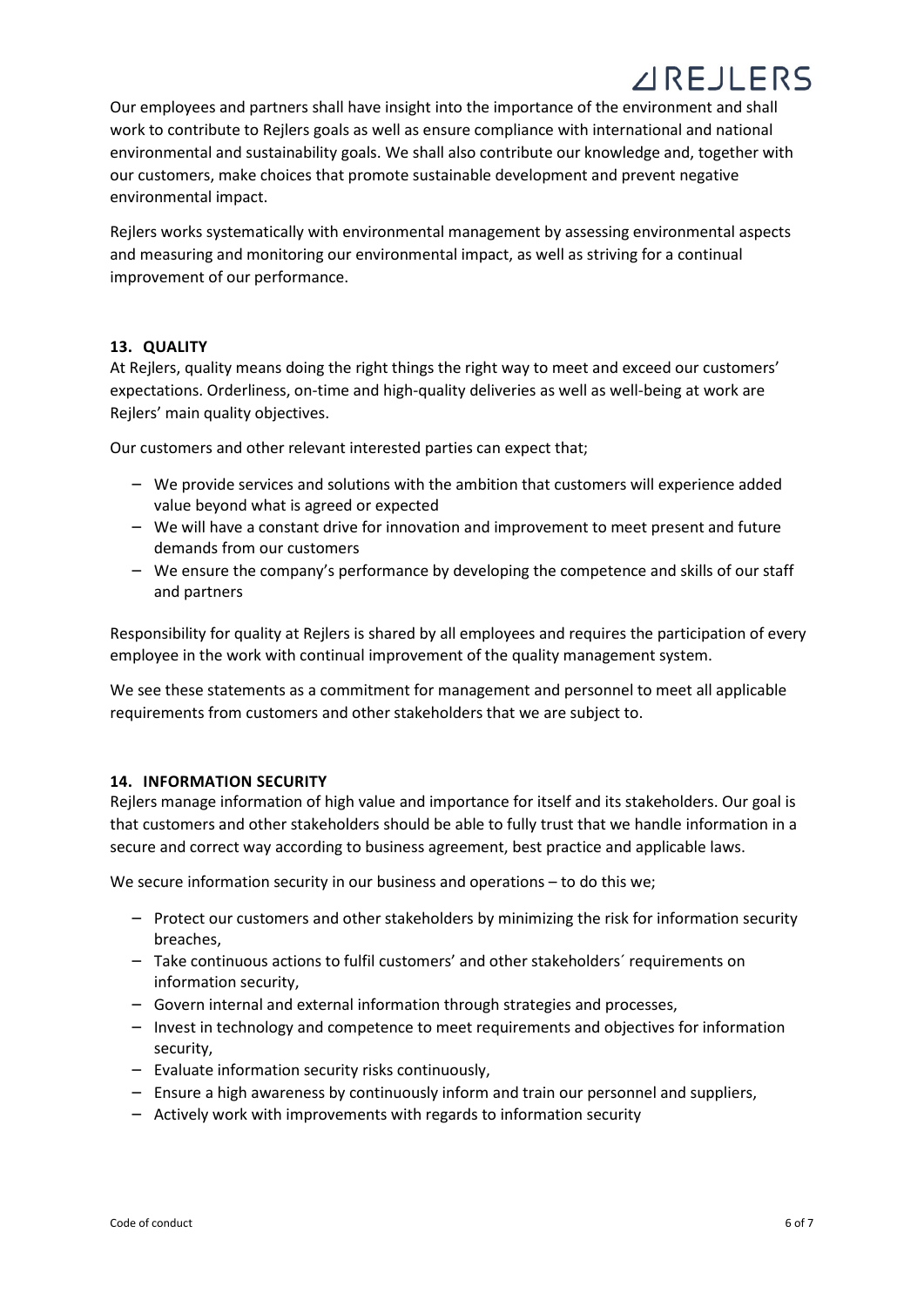Our employees and partners shall have insight into the importance of the environment and shall work to contribute to Rejlers goals as well as ensure compliance with international and national environmental and sustainability goals. We shall also contribute our knowledge and, together with our customers, make choices that promote sustainable development and prevent negative environmental impact.

Rejlers works systematically with environmental management by assessing environmental aspects and measuring and monitoring our environmental impact, as well as striving for a continual improvement of our performance.

## 13. QUALITY

At Rejlers, quality means doing the right things the right way to meet and exceed our customers' expectations. Orderliness, on-time and high-quality deliveries as well as well-being at work are Rejlers' main quality objectives.

Our customers and other relevant interested parties can expect that;

- We provide services and solutions with the ambition that customers will experience added value beyond what is agreed or expected
- We will have a constant drive for innovation and improvement to meet present and future demands from our customers
- We ensure the company's performance by developing the competence and skills of our staff and partners

Responsibility for quality at Rejlers is shared by all employees and requires the participation of every employee in the work with continual improvement of the quality management system.

We see these statements as a commitment for management and personnel to meet all applicable requirements from customers and other stakeholders that we are subject to.

## 14. INFORMATION SECURITY

Rejlers manage information of high value and importance for itself and its stakeholders. Our goal is that customers and other stakeholders should be able to fully trust that we handle information in a secure and correct way according to business agreement, best practice and applicable laws.

We secure information security in our business and operations – to do this we;

- Protect our customers and other stakeholders by minimizing the risk for information security breaches,
- Take continuous actions to fulfil customers' and other stakeholders´ requirements on information security,
- Govern internal and external information through strategies and processes,
- Invest in technology and competence to meet requirements and objectives for information security,
- Evaluate information security risks continuously,
- Ensure a high awareness by continuously inform and train our personnel and suppliers,
- Actively work with improvements with regards to information security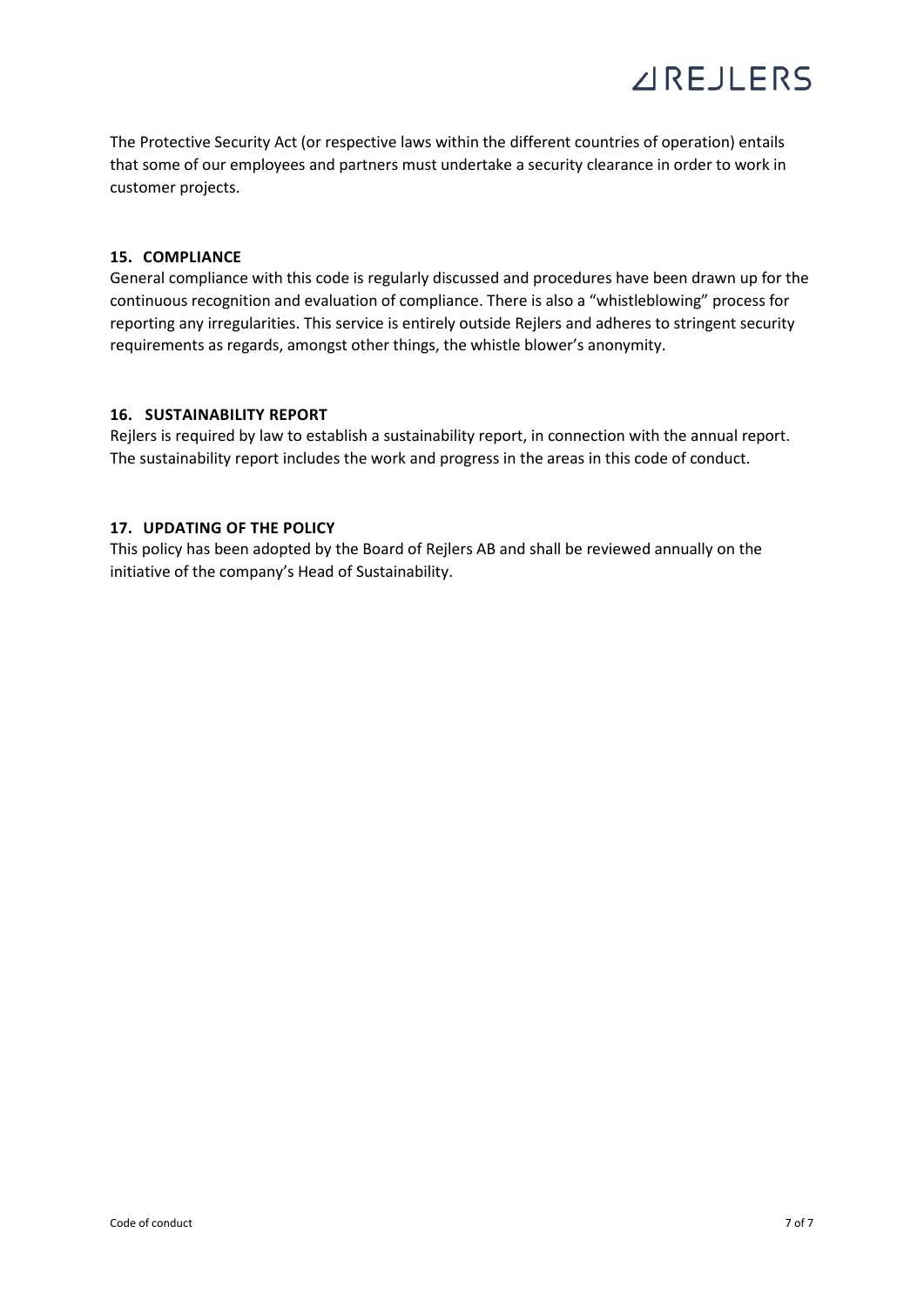The Protective Security Act (or respective laws within the different countries of operation) entails that some of our employees and partners must undertake a security clearance in order to work in customer projects.

## 15. COMPLIANCE

General compliance with this code is regularly discussed and procedures have been drawn up for the continuous recognition and evaluation of compliance. There is also a "whistleblowing" process for reporting any irregularities. This service is entirely outside Rejlers and adheres to stringent security requirements as regards, amongst other things, the whistle blower's anonymity.

## 16. SUSTAINABILITY REPORT

Rejlers is required by law to establish a sustainability report, in connection with the annual report. The sustainability report includes the work and progress in the areas in this code of conduct.

## 17. UPDATING OF THE POLICY

This policy has been adopted by the Board of Rejlers AB and shall be reviewed annually on the initiative of the company's Head of Sustainability.